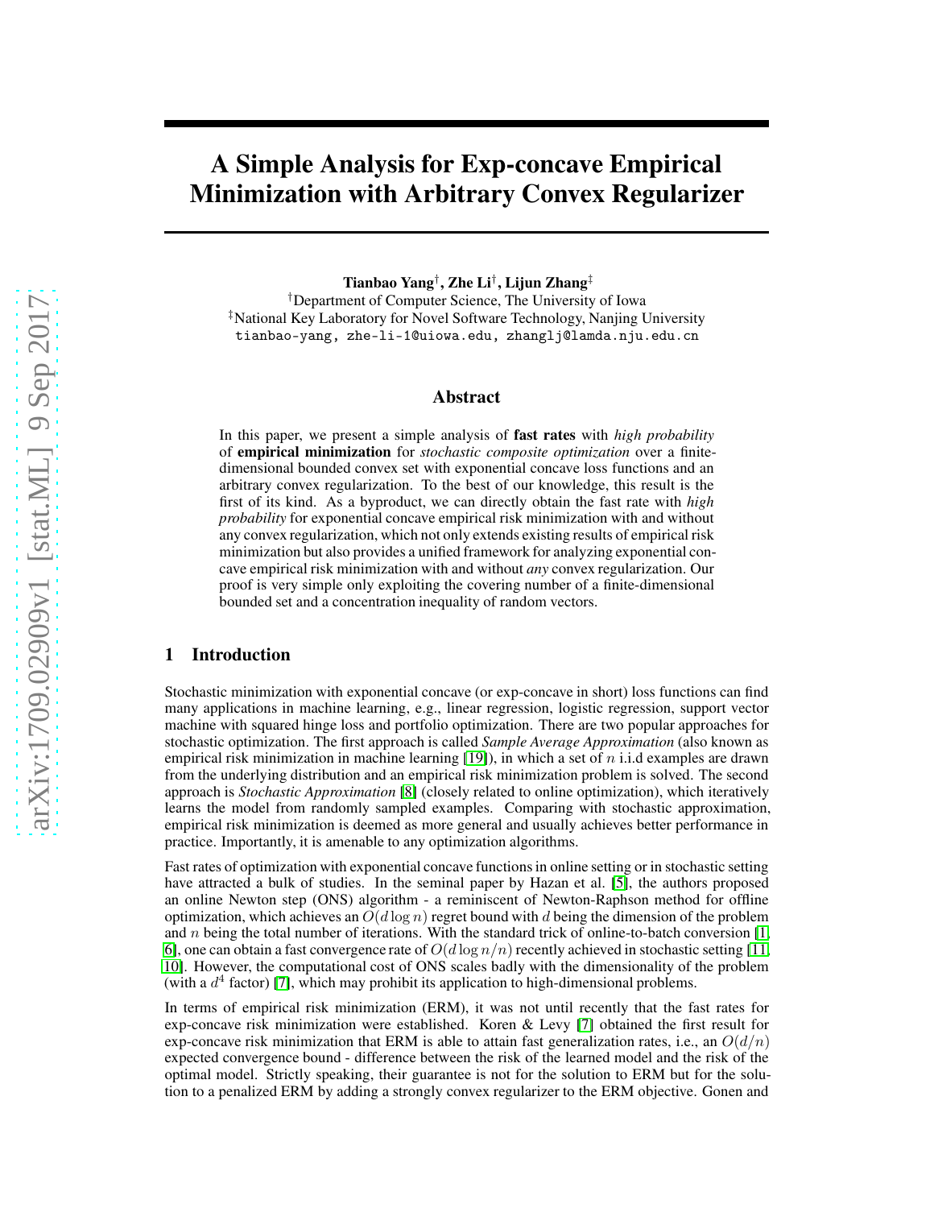# A Simple Analysis for Exp-concave Empirical Minimization with Arbitrary Convex Regularizer

**Tianbao Yang**[†], **Zhe Li**[†], **Lijun Zhang**[‡]

[†]Department of Computer Science, The University of Iowa

[‡]National Key Laboratory for Novel Software Technology, Nanjing University

tianbao-yang, zhe-li-1@uiowa.edu, zhanglj@lamda.nju.edu.cn

## Abstract

In this paper, we present a simple analysis of **fast rates** with *high probability* of **empirical minimization** for *stochastic composite optimization* over a finite-dimensional bounded convex set with exponential concave loss functions and an arbitrary convex regularization. To the best of our knowledge, this result is the first of its kind. As a byproduct, we can directly obtain the fast rate with *high probability* for exponential concave empirical risk minimization with and without any convex regularization, which not only extends existing results of empirical risk minimization but also provides a unified framework for analyzing exponential concave empirical risk minimization with and without *any* convex regularization. Our proof is very simple only exploiting the covering number of a finite-dimensional bounded set and a concentration inequality of random vectors.

## 1 Introduction

Stochastic minimization with exponential concave (or exp-concave in short) loss functions can find many applications in machine learning, e.g., linear regression, logistic regression, support vector machine with squared hinge loss and portfolio optimization. There are two popular approaches for stochastic optimization. The first approach is called *Sample Average Approximation* (also known as empirical risk minimization in machine learning [19]), in which a set of $n$ i.i.d examples are drawn from the underlying distribution and an empirical risk minimization problem is solved. The second approach is *Stochastic Approximation* [8] (closely related to online optimization), which iteratively learns the model from randomly sampled examples. Comparing with stochastic approximation, empirical risk minimization is deemed as more general and usually achieves better performance in practice. Importantly, it is amenable to any optimization algorithms.

Fast rates of optimization with exponential concave functions in online setting or in stochastic setting have attracted a bulk of studies. In the seminal paper by Hazan et al. [5], the authors proposed an online Newton step (ONS) algorithm - a reminiscent of Newton-Raphson method for offline optimization, which achieves an $O(d \log n)$ regret bound with $d$ being the dimension of the problem and $n$ being the total number of iterations. With the standard trick of online-to-batch conversion [1, 6], one can obtain a fast convergence rate of $O(d \log n/n)$ recently achieved in stochastic setting [11, 10]. However, the computational cost of ONS scales badly with the dimensionality of the problem (with a $d^4$ factor) [7], which may prohibit its application to high-dimensional problems.

In terms of empirical risk minimization (ERM), it was not until recently that the fast rates for exp-concave risk minimization were established. Koren & Levy [7] obtained the first result for exp-concave risk minimization that ERM is able to attain fast generalization rates, i.e., an $O(d/n)$ expected convergence bound - difference between the risk of the learned model and the risk of the optimal model. Strictly speaking, their guarantee is not for the solution to ERM but for the solution to a penalized ERM by adding a strongly convex regularizer to the ERM objective. Gonen and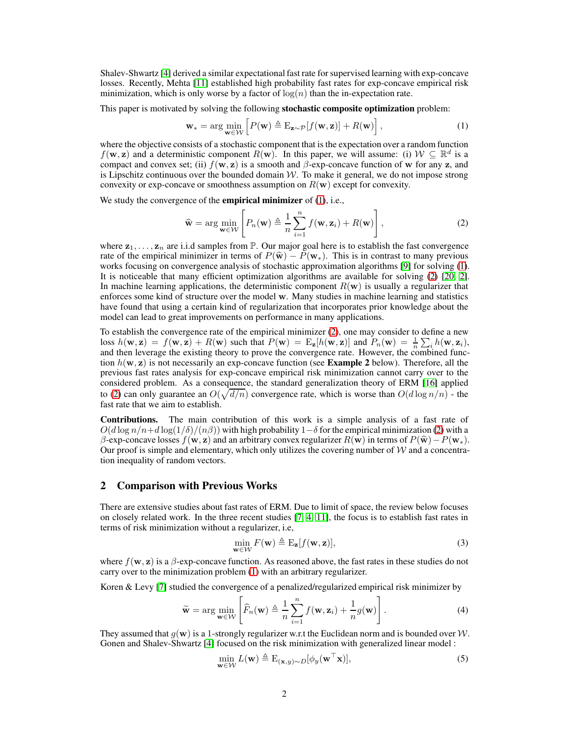Shalev-Shwartz [4] derived a similar expectational fast rate for supervised learning with exp-concave losses. Recently, Mehta [11] established high probability fast rates for exp-concave empirical risk minimization, which is only worse by a factor of $\log(n)$ than the in-expectation rate.

This paper is motivated by solving the following **stochastic composite optimization** problem:

$$\mathbf{w}_* = \arg\min_{\mathbf{w}\in\mathcal{W}} \left[ P(\mathbf{w}) \triangleq \mathrm{E}_{\mathbf{z}\sim\mathcal{P}}[f(\mathbf{w},\mathbf{z})] + R(\mathbf{w}) \right], \tag{1}$$

where the objective consists of a stochastic component that is the expectation over a random function $f(\mathbf{w},\mathbf{z})$ and a deterministic component $R(\mathbf{w})$. In this paper, we will assume: (i) $\mathcal{W} \subseteq \mathbb{R}^d$ is a compact and convex set; (ii) $f(\mathbf{w},\mathbf{z})$ is a smooth and $\beta$-exp-concave function of $\mathbf{w}$ for any $\mathbf{z}$, and is Lipschitz continuous over the bounded domain $\mathcal{W}$. To make it general, we do not impose strong convexity or exp-concave or smoothness assumption on $R(\mathbf{w})$ except for convexity.

We study the convergence of the **empirical minimizer** of (1), i.e.,

$$\widehat{\mathbf{w}} = \arg\min_{\mathbf{w}\in\mathcal{W}} \left[ P_n(\mathbf{w}) \triangleq \frac{1}{n}\sum_{i=1}^{n} f(\mathbf{w},\mathbf{z}_i) + R(\mathbf{w}) \right], \tag{2}$$

where $\mathbf{z}_1,\ldots,\mathbf{z}_n$ are i.i.d samples from $\mathbb{P}$. Our major goal here is to establish the fast convergence rate of the empirical minimizer in terms of $P(\widehat{\mathbf{w}}) - P(\mathbf{w}_*)$. This is in contrast to many previous works focusing on convergence analysis of stochastic approximation algorithms [9] for solving (1). It is noticeable that many efficient optimization algorithms are available for solving (2) [20, 2]. In machine learning applications, the deterministic component $R(\mathbf{w})$ is usually a regularizer that enforces some kind of structure over the model $\mathbf{w}$. Many studies in machine learning and statistics have found that using a certain kind of regularization that incorporates prior knowledge about the model can lead to great improvements on performance in many applications.

To establish the convergence rate of the empirical minimizer (2), one may consider to define a new loss $h(\mathbf{w},\mathbf{z}) = f(\mathbf{w},\mathbf{z}) + R(\mathbf{w})$ such that $P(\mathbf{w}) = \mathrm{E}_{\mathbf{z}}[h(\mathbf{w},\mathbf{z})]$ and $P_n(\mathbf{w}) = \frac{1}{n}\sum_i h(\mathbf{w},\mathbf{z}_i)$, and then leverage the existing theory to prove the convergence rate. However, the combined function $h(\mathbf{w},\mathbf{z})$ is not necessarily an exp-concave function (see **Example 2** below). Therefore, all the previous fast rates analysis for exp-concave empirical risk minimization cannot carry over to the considered problem. As a consequence, the standard generalization theory of ERM [16] applied to (2) can only guarantee an $O(\sqrt{d/n})$ convergence rate, which is worse than $O(d\log n/n)$ - the fast rate that we aim to establish.

**Contributions.** The main contribution of this work is a simple analysis of a fast rate of $O(d\log n/n + d\log(1/\delta)/(n\beta))$ with high probability $1-\delta$ for the empirical minimization (2) with a $\beta$-exp-concave losses $f(\mathbf{w},\mathbf{z})$ and an arbitrary convex regularizer $R(\mathbf{w})$ in terms of $P(\widehat{\mathbf{w}}) - P(\mathbf{w}_*)$. Our proof is simple and elementary, which only utilizes the covering number of $\mathcal{W}$ and a concentration inequality of random vectors.

## 2 Comparison with Previous Works

There are extensive studies about fast rates of ERM. Due to limit of space, the review below focuses on closely related work. In the three recent studies [7, 4, 11], the focus is to establish fast rates in terms of risk minimization without a regularizer, i.e,

$$\min_{\mathbf{w}\in\mathcal{W}} F(\mathbf{w}) \triangleq \mathrm{E}_{\mathbf{z}}[f(\mathbf{w},\mathbf{z})], \tag{3}$$

where $f(\mathbf{w},\mathbf{z})$ is a $\beta$-exp-concave function. As reasoned above, the fast rates in these studies do not carry over to the minimization problem (1) with an arbitrary regularizer.

Koren & Levy [7] studied the convergence of a penalized/regularized empirical risk minimizer by

$$\widetilde{\mathbf{w}} = \arg\min_{\mathbf{w}\in\mathcal{W}} \left[ \widehat{F}_n(\mathbf{w}) \triangleq \frac{1}{n}\sum_{i=1}^{n} f(\mathbf{w},\mathbf{z}_i) + \frac{1}{n} g(\mathbf{w}) \right]. \tag{4}$$

They assumed that $g(\mathbf{w})$ is a 1-strongly regularizer w.r.t the Euclidean norm and is bounded over $\mathcal{W}$. Gonen and Shalev-Shwartz [4] focused on the risk minimization with generalized linear model :

$$\min_{\mathbf{w}\in\mathcal{W}} L(\mathbf{w}) \triangleq \mathrm{E}_{(\mathbf{x},y)\sim D}[\phi_y(\mathbf{w}^\top\mathbf{x})], \tag{5}$$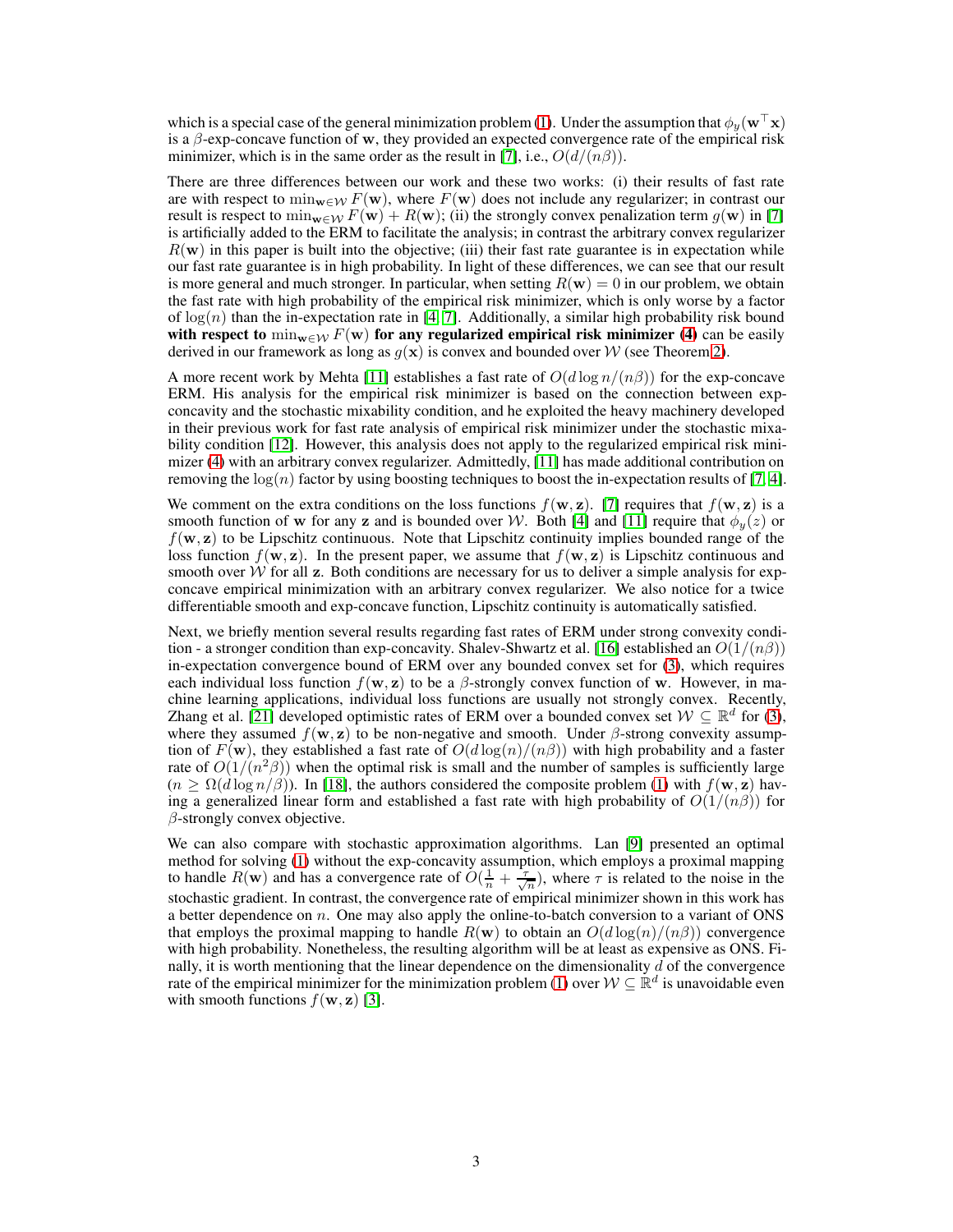which is a special case of the general minimization problem (1). Under the assumption that $\phi_y(\mathbf{w}^\top \mathbf{x})$ is a $\beta$-exp-concave function of $\mathbf{w}$, they provided an expected convergence rate of the empirical risk minimizer, which is in the same order as the result in [7], i.e., $O(d/(n\beta))$.

There are three differences between our work and these two works: (i) their results of fast rate are with respect to $\min_{\mathbf{w}\in\mathcal{W}} F(\mathbf{w})$, where $F(\mathbf{w})$ does not include any regularizer; in contrast our result is respect to $\min_{\mathbf{w}\in\mathcal{W}} F(\mathbf{w}) + R(\mathbf{w})$; (ii) the strongly convex penalization term $g(\mathbf{w})$ in [7] is artificially added to the ERM to facilitate the analysis; in contrast the arbitrary convex regularizer $R(\mathbf{w})$ in this paper is built into the objective; (iii) their fast rate guarantee is in expectation while our fast rate guarantee is in high probability. In light of these differences, we can see that our result is more general and much stronger. In particular, when setting $R(\mathbf{w}) = 0$ in our problem, we obtain the fast rate with high probability of the empirical risk minimizer, which is only worse by a factor of $\log(n)$ than the in-expectation rate in [4, 7]. Additionally, a similar high probability risk bound **with respect to** $\min_{\mathbf{w}\in\mathcal{W}} F(\mathbf{w})$ **for any regularized empirical risk minimizer (4)** can be easily derived in our framework as long as $g(\mathbf{x})$ is convex and bounded over $\mathcal{W}$ (see Theorem 2).

A more recent work by Mehta [11] establishes a fast rate of $O(d \log n/(n\beta))$ for the exp-concave ERM. His analysis for the empirical risk minimizer is based on the connection between exp-concavity and the stochastic mixability condition, and he exploited the heavy machinery developed in their previous work for fast rate analysis of empirical risk minimizer under the stochastic mixability condition [12]. However, this analysis does not apply to the regularized empirical risk minimizer (4) with an arbitrary convex regularizer. Admittedly, [11] has made additional contribution on removing the $\log(n)$ factor by using boosting techniques to boost the in-expectation results of [7, 4].

We comment on the extra conditions on the loss functions $f(\mathbf{w}, \mathbf{z})$. [7] requires that $f(\mathbf{w}, \mathbf{z})$ is a smooth function of $\mathbf{w}$ for any $\mathbf{z}$ and is bounded over $\mathcal{W}$. Both [4] and [11] require that $\phi_y(z)$ or $f(\mathbf{w}, \mathbf{z})$ to be Lipschitz continuous. Note that Lipschitz continuity implies bounded range of the loss function $f(\mathbf{w}, \mathbf{z})$. In the present paper, we assume that $f(\mathbf{w}, \mathbf{z})$ is Lipschitz continuous and smooth over $\mathcal{W}$ for all $\mathbf{z}$. Both conditions are necessary for us to deliver a simple analysis for exp-concave empirical minimization with an arbitrary convex regularizer. We also notice for a twice differentiable smooth and exp-concave function, Lipschitz continuity is automatically satisfied.

Next, we briefly mention several results regarding fast rates of ERM under strong convexity condition - a stronger condition than exp-concavity. Shalev-Shwartz et al. [16] established an $O(1/(n\beta))$ in-expectation convergence bound of ERM over any bounded convex set for (3), which requires each individual loss function $f(\mathbf{w}, \mathbf{z})$ to be a $\beta$-strongly convex function of $\mathbf{w}$. However, in machine learning applications, individual loss functions are usually not strongly convex. Recently, Zhang et al. [21] developed optimistic rates of ERM over a bounded convex set $\mathcal{W} \subseteq \mathbb{R}^d$ for (3), where they assumed $f(\mathbf{w}, \mathbf{z})$ to be non-negative and smooth. Under $\beta$-strong convexity assumption of $F(\mathbf{w})$, they established a fast rate of $O(d \log(n)/(n\beta))$ with high probability and a faster rate of $O(1/(n^2\beta))$ when the optimal risk is small and the number of samples is sufficiently large ($n \geq \Omega(d \log n/\beta)$). In [18], the authors considered the composite problem (1) with $f(\mathbf{w}, \mathbf{z})$ having a generalized linear form and established a fast rate with high probability of $O(1/(n\beta))$ for $\beta$-strongly convex objective.

We can also compare with stochastic approximation algorithms. Lan [9] presented an optimal method for solving (1) without the exp-concavity assumption, which employs a proximal mapping to handle $R(\mathbf{w})$ and has a convergence rate of $O(\frac{1}{n} + \frac{\tau}{\sqrt{n}})$, where $\tau$ is related to the noise in the stochastic gradient. In contrast, the convergence rate of empirical minimizer shown in this work has a better dependence on $n$. One may also apply the online-to-batch conversion to a variant of ONS that employs the proximal mapping to handle $R(\mathbf{w})$ to obtain an $O(d \log(n)/(n\beta))$ convergence with high probability. Nonetheless, the resulting algorithm will be at least as expensive as ONS. Finally, it is worth mentioning that the linear dependence on the dimensionality $d$ of the convergence rate of the empirical minimizer for the minimization problem (1) over $\mathcal{W} \subseteq \mathbb{R}^d$ is unavoidable even with smooth functions $f(\mathbf{w}, \mathbf{z})$ [3].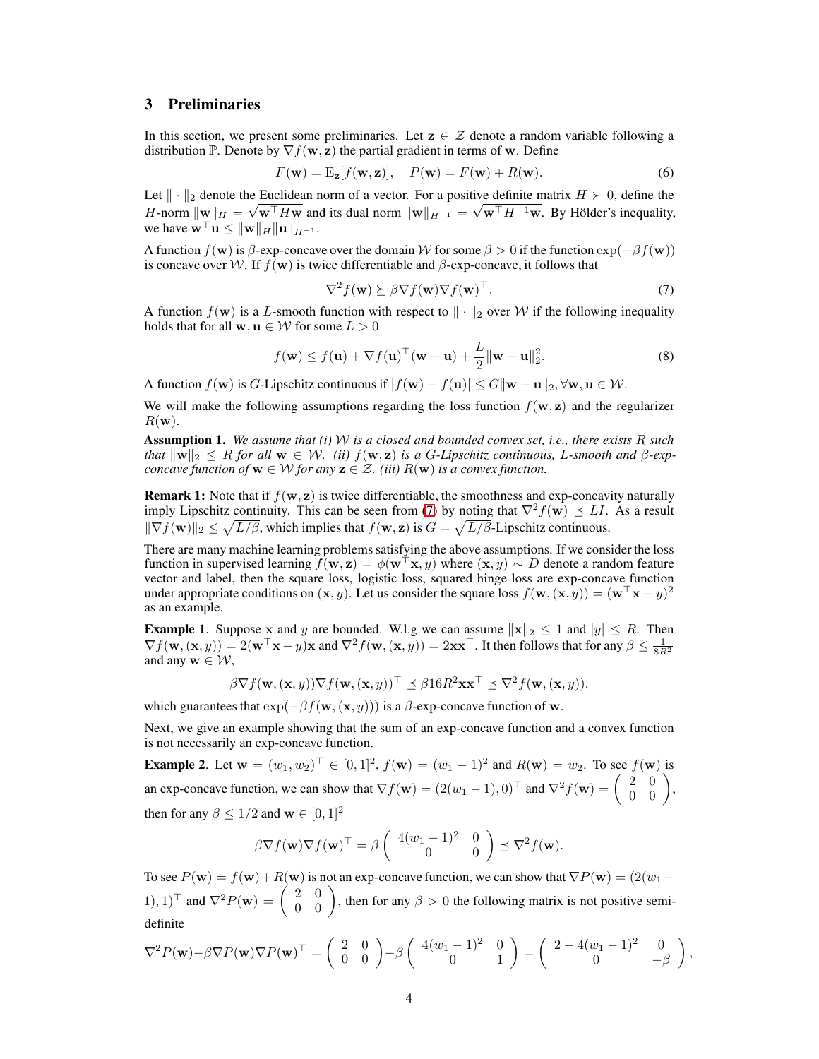## 3 Preliminaries

In this section, we present some preliminaries. Let $\mathbf{z} \in \mathcal{Z}$ denote a random variable following a distribution $\mathbb{P}$. Denote by $\nabla f(\mathbf{w}, \mathbf{z})$ the partial gradient in terms of $\mathbf{w}$. Define

$$F(\mathbf{w}) = \mathrm{E}_{\mathbf{z}}[f(\mathbf{w}, \mathbf{z})], \quad P(\mathbf{w}) = F(\mathbf{w}) + R(\mathbf{w}). \tag{6}$$

Let $\|\cdot\|_2$ denote the Euclidean norm of a vector. For a positive definite matrix $H \succ 0$, define the $H$-norm $\|\mathbf{w}\|_H = \sqrt{\mathbf{w}^\top H \mathbf{w}}$ and its dual norm $\|\mathbf{w}\|_{H^{-1}} = \sqrt{\mathbf{w}^\top H^{-1} \mathbf{w}}$. By Hölder's inequality, we have $\mathbf{w}^\top \mathbf{u} \le \|\mathbf{w}\|_H \|\mathbf{u}\|_{H^{-1}}$.

A function $f(\mathbf{w})$ is $\beta$-exp-concave over the domain $\mathcal{W}$ for some $\beta > 0$ if the function $\exp(-\beta f(\mathbf{w}))$ is concave over $\mathcal{W}$. If $f(\mathbf{w})$ is twice differentiable and $\beta$-exp-concave, it follows that

$$\nabla^2 f(\mathbf{w}) \succeq \beta \nabla f(\mathbf{w}) \nabla f(\mathbf{w})^\top. \tag{7}$$

A function $f(\mathbf{w})$ is a $L$-smooth function with respect to $\|\cdot\|_2$ over $\mathcal{W}$ if the following inequality holds that for all $\mathbf{w}, \mathbf{u} \in \mathcal{W}$ for some $L > 0$

$$f(\mathbf{w}) \le f(\mathbf{u}) + \nabla f(\mathbf{u})^\top (\mathbf{w} - \mathbf{u}) + \frac{L}{2} \|\mathbf{w} - \mathbf{u}\|_2^2. \tag{8}$$

A function $f(\mathbf{w})$ is $G$-Lipschitz continuous if $|f(\mathbf{w}) - f(\mathbf{u})| \le G\|\mathbf{w} - \mathbf{u}\|_2, \forall \mathbf{w}, \mathbf{u} \in \mathcal{W}$.

We will make the following assumptions regarding the loss function $f(\mathbf{w}, \mathbf{z})$ and the regularizer $R(\mathbf{w})$.

**Assumption 1.** *We assume that (i) $\mathcal{W}$ is a closed and bounded convex set, i.e., there exists $R$ such that $\|\mathbf{w}\|_2 \le R$ for all $\mathbf{w} \in \mathcal{W}$. (ii) $f(\mathbf{w}, \mathbf{z})$ is a $G$-Lipschitz continuous, $L$-smooth and $\beta$-exp-concave function of $\mathbf{w} \in \mathcal{W}$ for any $\mathbf{z} \in \mathcal{Z}$. (iii) $R(\mathbf{w})$ is a convex function.*

**Remark 1:** Note that if $f(\mathbf{w}, \mathbf{z})$ is twice differentiable, the smoothness and exp-concavity naturally imply Lipschitz continuity. This can be seen from (7) by noting that $\nabla^2 f(\mathbf{w}) \preceq LI$. As a result $\|\nabla f(\mathbf{w})\|_2 \le \sqrt{L/\beta}$, which implies that $f(\mathbf{w}, \mathbf{z})$ is $G = \sqrt{L/\beta}$-Lipschitz continuous.

There are many machine learning problems satisfying the above assumptions. If we consider the loss function in supervised learning $f(\mathbf{w}, \mathbf{z}) = \phi(\mathbf{w}^\top \mathbf{x}, y)$ where $(\mathbf{x}, y) \sim D$ denote a random feature vector and label, then the square loss, logistic loss, squared hinge loss are exp-concave function under appropriate conditions on $(\mathbf{x}, y)$. Let us consider the square loss $f(\mathbf{w}, (\mathbf{x}, y)) = (\mathbf{w}^\top \mathbf{x} - y)^2$ as an example.

**Example 1**. Suppose $\mathbf{x}$ and $y$ are bounded. W.l.g we can assume $\|\mathbf{x}\|_2 \le 1$ and $|y| \le R$. Then $\nabla f(\mathbf{w}, (\mathbf{x}, y)) = 2(\mathbf{w}^\top \mathbf{x} - y)\mathbf{x}$ and $\nabla^2 f(\mathbf{w}, (\mathbf{x}, y)) = 2\mathbf{x}\mathbf{x}^\top$. It then follows that for any $\beta \le \frac{1}{8R^2}$ and any $\mathbf{w} \in \mathcal{W}$,

$$\beta \nabla f(\mathbf{w}, (\mathbf{x}, y)) \nabla f(\mathbf{w}, (\mathbf{x}, y))^\top \preceq \beta 16 R^2 \mathbf{x}\mathbf{x}^\top \preceq \nabla^2 f(\mathbf{w}, (\mathbf{x}, y)),$$

which guarantees that $\exp(-\beta f(\mathbf{w}, (\mathbf{x}, y)))$ is a $\beta$-exp-concave function of $\mathbf{w}$.

Next, we give an example showing that the sum of an exp-concave function and a convex function is not necessarily an exp-concave function.

**Example 2**. Let $\mathbf{w} = (w_1, w_2)^\top \in [0, 1]^2$, $f(\mathbf{w}) = (w_1 - 1)^2$ and $R(\mathbf{w}) = w_2$. To see $f(\mathbf{w})$ is an exp-concave function, we can show that $\nabla f(\mathbf{w}) = (2(w_1 - 1), 0)^\top$ and $\nabla^2 f(\mathbf{w}) = \begin{pmatrix} 2 & 0 \\ 0 & 0 \end{pmatrix}$, then for any $\beta \le 1/2$ and $\mathbf{w} \in [0, 1]^2$

$$\beta \nabla f(\mathbf{w}) \nabla f(\mathbf{w})^\top = \beta \begin{pmatrix} 4(w_1 - 1)^2 & 0 \\ 0 & 0 \end{pmatrix} \preceq \nabla^2 f(\mathbf{w}).$$

To see $P(\mathbf{w}) = f(\mathbf{w}) + R(\mathbf{w})$ is not an exp-concave function, we can show that $\nabla P(\mathbf{w}) = (2(w_1 - 1), 1)^\top$ and $\nabla^2 P(\mathbf{w}) = \begin{pmatrix} 2 & 0 \\ 0 & 0 \end{pmatrix}$, then for any $\beta > 0$ the following matrix is not positive semi-definite

$$\nabla^2 P(\mathbf{w}) - \beta \nabla P(\mathbf{w}) \nabla P(\mathbf{w})^\top = \begin{pmatrix} 2 & 0 \\ 0 & 0 \end{pmatrix} - \beta \begin{pmatrix} 4(w_1 - 1)^2 & 0 \\ 0 & 1 \end{pmatrix} = \begin{pmatrix} 2 - 4(w_1 - 1)^2 & 0 \\ 0 & -\beta \end{pmatrix},$$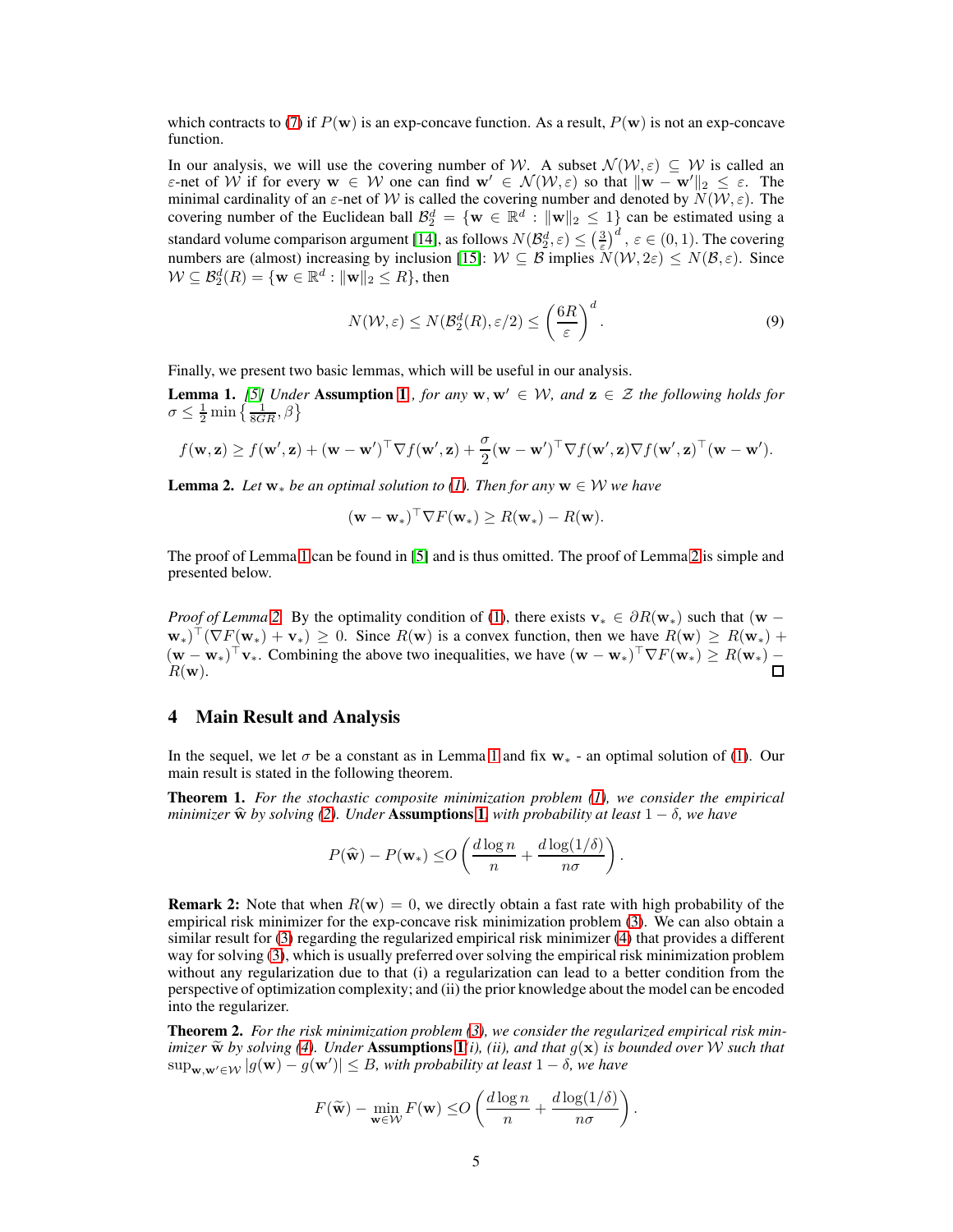which contracts to (7) if $P(\mathbf{w})$ is an exp-concave function. As a result, $P(\mathbf{w})$ is not an exp-concave function.

In our analysis, we will use the covering number of $\mathcal{W}$. A subset $\mathcal{N}(\mathcal{W}, \varepsilon) \subseteq \mathcal{W}$ is called an $\varepsilon$-net of $\mathcal{W}$ if for every $\mathbf{w} \in \mathcal{W}$ one can find $\mathbf{w}' \in \mathcal{N}(\mathcal{W}, \varepsilon)$ so that $\|\mathbf{w} - \mathbf{w}'\|_2 \leq \varepsilon$. The minimal cardinality of an $\varepsilon$-net of $\mathcal{W}$ is called the covering number and denoted by $N(\mathcal{W}, \varepsilon)$. The covering number of the Euclidean ball $\mathcal{B}_2^d = \{\mathbf{w} \in \mathbb{R}^d : \|\mathbf{w}\|_2 \leq 1\}$ can be estimated using a standard volume comparison argument [14], as follows $N(\mathcal{B}_2^d, \varepsilon) \leq \left(\frac{3}{\varepsilon}\right)^d$, $\varepsilon \in (0, 1)$. The covering numbers are (almost) increasing by inclusion [15]: $\mathcal{W} \subseteq \mathcal{B}$ implies $N(\mathcal{W}, 2\varepsilon) \leq N(\mathcal{B}, \varepsilon)$. Since $\mathcal{W} \subseteq \mathcal{B}_2^d(R) = \{\mathbf{w} \in \mathbb{R}^d : \|\mathbf{w}\|_2 \leq R\}$, then

$$N(\mathcal{W}, \varepsilon) \leq N(\mathcal{B}_2^d(R), \varepsilon/2) \leq \left(\frac{6R}{\varepsilon}\right)^d. \tag{9}$$

Finally, we present two basic lemmas, which will be useful in our analysis.

**Lemma 1.** *[5] Under* **Assumption 1***, for any $\mathbf{w}, \mathbf{w}' \in \mathcal{W}$, and $\mathbf{z} \in \mathcal{Z}$ the following holds for $\sigma \leq \frac{1}{2} \min\left\{\frac{1}{8GR}, \beta\right\}$*

$$f(\mathbf{w}, \mathbf{z}) \geq f(\mathbf{w}', \mathbf{z}) + (\mathbf{w} - \mathbf{w}')^\top \nabla f(\mathbf{w}', \mathbf{z}) + \frac{\sigma}{2}(\mathbf{w} - \mathbf{w}')^\top \nabla f(\mathbf{w}', \mathbf{z}) \nabla f(\mathbf{w}', \mathbf{z})^\top (\mathbf{w} - \mathbf{w}').$$

**Lemma 2.** *Let $\mathbf{w}_*$ be an optimal solution to (1). Then for any $\mathbf{w} \in \mathcal{W}$ we have*

$$(\mathbf{w} - \mathbf{w}_*)^\top \nabla F(\mathbf{w}_*) \geq R(\mathbf{w}_*) - R(\mathbf{w}).$$

The proof of Lemma 1 can be found in [5] and is thus omitted. The proof of Lemma 2 is simple and presented below.

*Proof of Lemma 2.* By the optimality condition of (1), there exists $\mathbf{v}_* \in \partial R(\mathbf{w}_*)$ such that $(\mathbf{w} - \mathbf{w}_*)^\top (\nabla F(\mathbf{w}_*) + \mathbf{v}_*) \geq 0$. Since $R(\mathbf{w})$ is a convex function, then we have $R(\mathbf{w}) \geq R(\mathbf{w}_*) + (\mathbf{w} - \mathbf{w}_*)^\top \mathbf{v}_*$. Combining the above two inequalities, we have $(\mathbf{w} - \mathbf{w}_*)^\top \nabla F(\mathbf{w}_*) \geq R(\mathbf{w}_*) - R(\mathbf{w})$. □

## 4 Main Result and Analysis

In the sequel, we let $\sigma$ be a constant as in Lemma 1 and fix $\mathbf{w}_*$ - an optimal solution of (1). Our main result is stated in the following theorem.

**Theorem 1.** *For the stochastic composite minimization problem (1), we consider the empirical minimizer $\widehat{\mathbf{w}}$ by solving (2). Under* **Assumptions 1***, with probability at least $1 - \delta$, we have*

$$P(\widehat{\mathbf{w}}) - P(\mathbf{w}_*) \leq O\left(\frac{d \log n}{n} + \frac{d \log(1/\delta)}{n\sigma}\right).$$

**Remark 2:** Note that when $R(\mathbf{w}) = 0$, we directly obtain a fast rate with high probability of the empirical risk minimizer for the exp-concave risk minimization problem (3). We can also obtain a similar result for (3) regarding the regularized empirical risk minimizer (4) that provides a different way for solving (3), which is usually preferred over solving the empirical risk minimization problem without any regularization due to that (i) a regularization can lead to a better condition from the perspective of optimization complexity; and (ii) the prior knowledge about the model can be encoded into the regularizer.

**Theorem 2.** *For the risk minimization problem (3), we consider the regularized empirical risk minimizer $\widetilde{\mathbf{w}}$ by solving (4). Under* **Assumptions 1***(i), (ii), and that $g(\mathbf{x})$ is bounded over $\mathcal{W}$ such that $\sup_{\mathbf{w}, \mathbf{w}' \in \mathcal{W}} |g(\mathbf{w}) - g(\mathbf{w}')| \leq B$, with probability at least $1 - \delta$, we have*

$$F(\widetilde{\mathbf{w}}) - \min_{\mathbf{w} \in \mathcal{W}} F(\mathbf{w}) \leq O\left(\frac{d \log n}{n} + \frac{d \log(1/\delta)}{n\sigma}\right).$$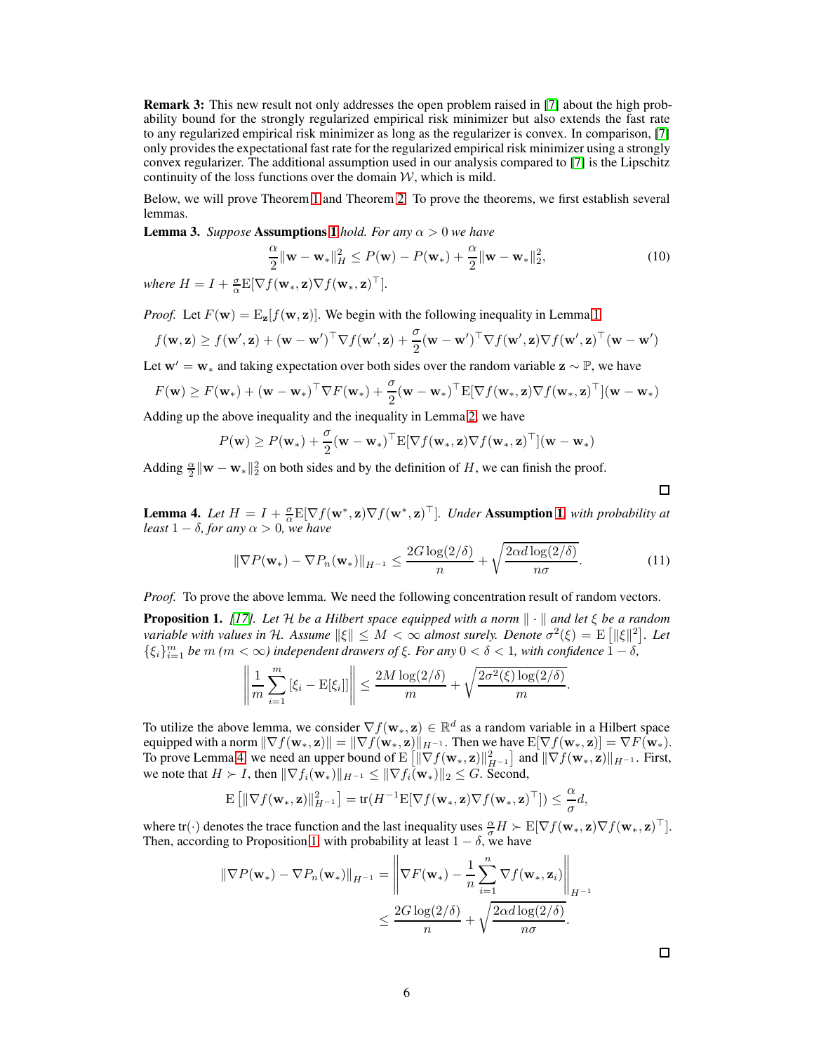**Remark 3:** This new result not only addresses the open problem raised in [7] about the high probability bound for the strongly regularized empirical risk minimizer but also extends the fast rate to any regularized empirical risk minimizer as long as the regularizer is convex. In comparison, [7] only provides the expectational fast rate for the regularized empirical risk minimizer using a strongly convex regularizer. The additional assumption used in our analysis compared to [7] is the Lipschitz continuity of the loss functions over the domain $\mathcal{W}$, which is mild.

Below, we will prove Theorem 1 and Theorem 2. To prove the theorems, we first establish several lemmas.

**Lemma 3.** *Suppose* **Assumptions 1** *hold. For any $\alpha > 0$ we have*

$$\frac{\alpha}{2}\|\mathbf{w} - \mathbf{w}_*\|_H^2 \leq P(\mathbf{w}) - P(\mathbf{w}_*) + \frac{\alpha}{2}\|\mathbf{w} - \mathbf{w}_*\|_2^2, \tag{10}$$

*where $H = I + \frac{\sigma}{\alpha}\mathrm{E}[\nabla f(\mathbf{w}_*, \mathbf{z})\nabla f(\mathbf{w}_*, \mathbf{z})^\top]$.*

*Proof.* Let $F(\mathbf{w}) = \mathrm{E}_{\mathbf{z}}[f(\mathbf{w}, \mathbf{z})]$. We begin with the following inequality in Lemma 1

$$f(\mathbf{w}, \mathbf{z}) \geq f(\mathbf{w}', \mathbf{z}) + (\mathbf{w} - \mathbf{w}')^\top \nabla f(\mathbf{w}', \mathbf{z}) + \frac{\sigma}{2}(\mathbf{w} - \mathbf{w}')^\top \nabla f(\mathbf{w}', \mathbf{z})\nabla f(\mathbf{w}', \mathbf{z})^\top(\mathbf{w} - \mathbf{w}')$$

Let $\mathbf{w}' = \mathbf{w}_*$ and taking expectation over both sides over the random variable $\mathbf{z} \sim \mathbb{P}$, we have

$$F(\mathbf{w}) \geq F(\mathbf{w}_*) + (\mathbf{w} - \mathbf{w}_*)^\top \nabla F(\mathbf{w}_*) + \frac{\sigma}{2}(\mathbf{w} - \mathbf{w}_*)^\top \mathrm{E}[\nabla f(\mathbf{w}_*, \mathbf{z})\nabla f(\mathbf{w}_*, \mathbf{z})^\top](\mathbf{w} - \mathbf{w}_*)$$

Adding up the above inequality and the inequality in Lemma 2, we have

$$P(\mathbf{w}) \geq P(\mathbf{w}_*) + \frac{\sigma}{2}(\mathbf{w} - \mathbf{w}_*)^\top \mathrm{E}[\nabla f(\mathbf{w}_*, \mathbf{z})\nabla f(\mathbf{w}_*, \mathbf{z})^\top](\mathbf{w} - \mathbf{w}_*)$$

Adding $\frac{\alpha}{2}\|\mathbf{w} - \mathbf{w}_*\|_2^2$ on both sides and by the definition of $H$, we can finish the proof.

□

**Lemma 4.** *Let $H = I + \frac{\sigma}{\alpha}\mathrm{E}[\nabla f(\mathbf{w}^*, \mathbf{z})\nabla f(\mathbf{w}^*, \mathbf{z})^\top]$. Under* **Assumption 1**, *with probability at least $1 - \delta$, for any $\alpha > 0$, we have*

$$\|\nabla P(\mathbf{w}_*) - \nabla P_n(\mathbf{w}_*)\|_{H^{-1}} \leq \frac{2G\log(2/\delta)}{n} + \sqrt{\frac{2\alpha d \log(2/\delta)}{n\sigma}}. \tag{11}$$

*Proof.* To prove the above lemma. We need the following concentration result of random vectors.

**Proposition 1.** *[17]. Let $\mathcal{H}$ be a Hilbert space equipped with a norm $\|\cdot\|$ and let $\xi$ be a random variable with values in $\mathcal{H}$. Assume $\|\xi\| \leq M < \infty$ almost surely. Denote $\sigma^2(\xi) = \mathrm{E}\left[\|\xi\|^2\right]$. Let $\{\xi_i\}_{i=1}^m$ be $m$ ($m < \infty$) independent drawers of $\xi$. For any $0 < \delta < 1$, with confidence $1 - \delta$,*

$$\left\|\frac{1}{m}\sum_{i=1}^m [\xi_i - \mathrm{E}[\xi_i]]\right\| \leq \frac{2M\log(2/\delta)}{m} + \sqrt{\frac{2\sigma^2(\xi)\log(2/\delta)}{m}}.$$

To utilize the above lemma, we consider $\nabla f(\mathbf{w}_*, \mathbf{z}) \in \mathbb{R}^d$ as a random variable in a Hilbert space equipped with a norm $\|\nabla f(\mathbf{w}_*, \mathbf{z})\| = \|\nabla f(\mathbf{w}_*, \mathbf{z})\|_{H^{-1}}$. Then we have $\mathrm{E}[\nabla f(\mathbf{w}_*, \mathbf{z})] = \nabla F(\mathbf{w}_*)$. To prove Lemma 4, we need an upper bound of $\mathrm{E}\left[\|\nabla f(\mathbf{w}_*, \mathbf{z})\|_{H^{-1}}^2\right]$ and $\|\nabla f(\mathbf{w}_*, \mathbf{z})\|_{H^{-1}}$. First, we note that $H \succ I$, then $\|\nabla f_i(\mathbf{w}_*)\|_{H^{-1}} \leq \|\nabla f_i(\mathbf{w}_*)\|_2 \leq G$. Second,

$$\mathrm{E}\left[\|\nabla f(\mathbf{w}_*, \mathbf{z})\|_{H^{-1}}^2\right] = \mathrm{tr}(H^{-1}\mathrm{E}[\nabla f(\mathbf{w}_*, \mathbf{z})\nabla f(\mathbf{w}_*, \mathbf{z})^\top]) \leq \frac{\alpha}{\sigma}d,$$

where $\mathrm{tr}(\cdot)$ denotes the trace function and the last inequality uses $\frac{\alpha}{\sigma}H \succ \mathrm{E}[\nabla f(\mathbf{w}_*, \mathbf{z})\nabla f(\mathbf{w}_*, \mathbf{z})^\top]$. Then, according to Proposition 1, with probability at least $1 - \delta$, we have

$$\begin{aligned}
\|\nabla P(\mathbf{w}_*) - \nabla P_n(\mathbf{w}_*)\|_{H^{-1}} &= \left\|\nabla F(\mathbf{w}_*) - \frac{1}{n}\sum_{i=1}^n \nabla f(\mathbf{w}_*, \mathbf{z}_i)\right\|_{H^{-1}} \\
&\leq \frac{2G\log(2/\delta)}{n} + \sqrt{\frac{2\alpha d\log(2/\delta)}{n\sigma}}.
\end{aligned}$$

□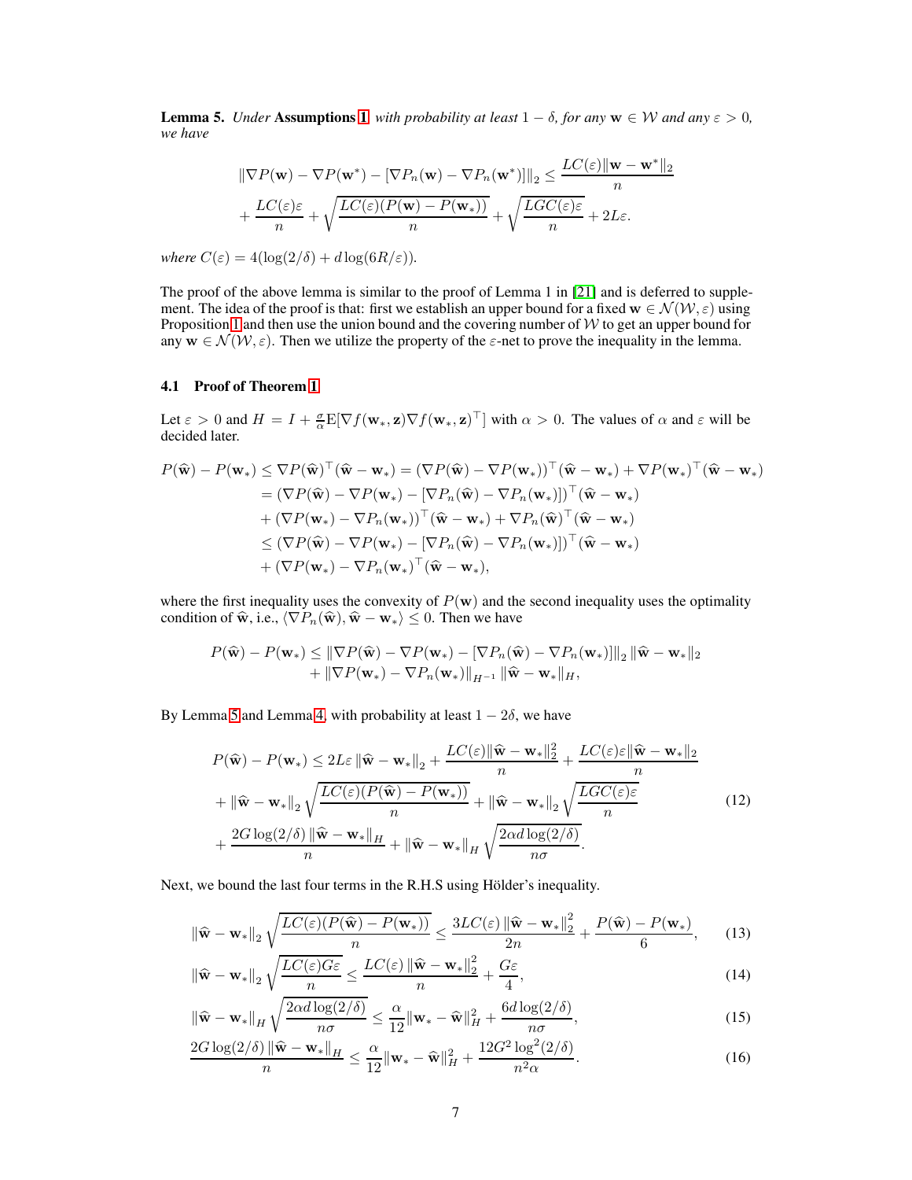**Lemma 5.** *Under* **Assumptions 1** *with probability at least* $1-\delta$*, for any* $\mathbf{w} \in \mathcal{W}$ *and any* $\varepsilon > 0$*, we have*

$$
\|\nabla P(\mathbf{w}) - \nabla P(\mathbf{w}^*) - [\nabla P_n(\mathbf{w}) - \nabla P_n(\mathbf{w}^*)]\|_2 \leq \frac{LC(\varepsilon)\|\mathbf{w}-\mathbf{w}^*\|_2}{n}
$$

$$
+ \frac{LC(\varepsilon)\varepsilon}{n} + \sqrt{\frac{LC(\varepsilon)(P(\mathbf{w}) - P(\mathbf{w}_*))}{n}} + \sqrt{\frac{LGC(\varepsilon)\varepsilon}{n}} + 2L\varepsilon.
$$

*where* $C(\varepsilon) = 4(\log(2/\delta) + d\log(6R/\varepsilon))$.

The proof of the above lemma is similar to the proof of Lemma 1 in [21] and is deferred to supplement. The idea of the proof is that: first we establish an upper bound for a fixed $\mathbf{w} \in \mathcal{N}(\mathcal{W}, \varepsilon)$ using Proposition 1 and then use the union bound and the covering number of $\mathcal{W}$ to get an upper bound for any $\mathbf{w} \in \mathcal{N}(\mathcal{W}, \varepsilon)$. Then we utilize the property of the $\varepsilon$-net to prove the inequality in the lemma.

### 4.1 Proof of Theorem 1

Let $\varepsilon > 0$ and $H = I + \frac{\sigma}{\alpha}\mathrm{E}[\nabla f(\mathbf{w}_*, \mathbf{z})\nabla f(\mathbf{w}_*, \mathbf{z})^\top]$ with $\alpha > 0$. The values of $\alpha$ and $\varepsilon$ will be decided later.

$$
\begin{aligned}
P(\widehat{\mathbf{w}}) - P(\mathbf{w}_*) &\leq \nabla P(\widehat{\mathbf{w}})^\top(\widehat{\mathbf{w}} - \mathbf{w}_*) = (\nabla P(\widehat{\mathbf{w}}) - \nabla P(\mathbf{w}_*))^\top(\widehat{\mathbf{w}} - \mathbf{w}_*) + \nabla P(\mathbf{w}_*)^\top(\widehat{\mathbf{w}} - \mathbf{w}_*) \\
&= (\nabla P(\widehat{\mathbf{w}}) - \nabla P(\mathbf{w}_*) - [\nabla P_n(\widehat{\mathbf{w}}) - \nabla P_n(\mathbf{w}_*)])^\top(\widehat{\mathbf{w}} - \mathbf{w}_*) \\
&\quad + (\nabla P(\mathbf{w}_*) - \nabla P_n(\mathbf{w}_*))^\top(\widehat{\mathbf{w}} - \mathbf{w}_*) + \nabla P_n(\widehat{\mathbf{w}})^\top(\widehat{\mathbf{w}} - \mathbf{w}_*) \\
&\leq (\nabla P(\widehat{\mathbf{w}}) - \nabla P(\mathbf{w}_*) - [\nabla P_n(\widehat{\mathbf{w}}) - \nabla P_n(\mathbf{w}_*)])^\top(\widehat{\mathbf{w}} - \mathbf{w}_*) \\
&\quad + (\nabla P(\mathbf{w}_*) - \nabla P_n(\mathbf{w}_*)^\top(\widehat{\mathbf{w}} - \mathbf{w}_*),
\end{aligned}
$$

where the first inequality uses the convexity of $P(\mathbf{w})$ and the second inequality uses the optimality condition of $\widehat{\mathbf{w}}$, i.e., $\langle \nabla P_n(\widehat{\mathbf{w}}), \widehat{\mathbf{w}} - \mathbf{w}_* \rangle \leq 0$. Then we have

$$
\begin{aligned}
P(\widehat{\mathbf{w}}) - P(\mathbf{w}_*) \leq \|\nabla P(\widehat{\mathbf{w}}) - \nabla P(\mathbf{w}_*) - [\nabla P_n(\widehat{\mathbf{w}}) - \nabla P_n(\mathbf{w}_*)]\|_2 \,\|\widehat{\mathbf{w}} - \mathbf{w}_*\|_2 \\
+ \|\nabla P(\mathbf{w}_*) - \nabla P_n(\mathbf{w}_*)\|_{H^{-1}} \,\|\widehat{\mathbf{w}} - \mathbf{w}_*\|_H,
\end{aligned}
$$

By Lemma 5 and Lemma 4, with probability at least $1 - 2\delta$, we have

$$
\begin{aligned}
P(\widehat{\mathbf{w}}) - P(\mathbf{w}_*) &\leq 2L\varepsilon \,\|\widehat{\mathbf{w}} - \mathbf{w}_*\|_2 + \frac{LC(\varepsilon)\|\widehat{\mathbf{w}} - \mathbf{w}_*\|_2^2}{n} + \frac{LC(\varepsilon)\varepsilon\|\widehat{\mathbf{w}} - \mathbf{w}_*\|_2}{n} \\
&+ \|\widehat{\mathbf{w}} - \mathbf{w}_*\|_2 \sqrt{\frac{LC(\varepsilon)(P(\widehat{\mathbf{w}}) - P(\mathbf{w}_*))}{n}} + \|\widehat{\mathbf{w}} - \mathbf{w}_*\|_2 \sqrt{\frac{LGC(\varepsilon)\varepsilon}{n}} \\
&+ \frac{2G\log(2/\delta)\,\|\widehat{\mathbf{w}} - \mathbf{w}_*\|_H}{n} + \|\widehat{\mathbf{w}} - \mathbf{w}_*\|_H \sqrt{\frac{2\alpha d\log(2/\delta)}{n\sigma}}.
\end{aligned}
\tag{12}
$$

Next, we bound the last four terms in the R.H.S using Hölder's inequality.

$$
\|\widehat{\mathbf{w}} - \mathbf{w}_*\|_2 \sqrt{\frac{LC(\varepsilon)(P(\widehat{\mathbf{w}}) - P(\mathbf{w}_*))}{n}} \leq \frac{3LC(\varepsilon)\,\|\widehat{\mathbf{w}} - \mathbf{w}_*\|_2^2}{2n} + \frac{P(\widehat{\mathbf{w}}) - P(\mathbf{w}_*)}{6}, \tag{13}
$$

$$
\|\widehat{\mathbf{w}} - \mathbf{w}_*\|_2 \sqrt{\frac{LC(\varepsilon)G\varepsilon}{n}} \leq \frac{LC(\varepsilon)\,\|\widehat{\mathbf{w}} - \mathbf{w}_*\|_2^2}{n} + \frac{G\varepsilon}{4}, \tag{14}
$$

$$
\|\widehat{\mathbf{w}} - \mathbf{w}_*\|_H \sqrt{\frac{2\alpha d\log(2/\delta)}{n\sigma}} \leq \frac{\alpha}{12}\|\mathbf{w}_* - \widehat{\mathbf{w}}\|_H^2 + \frac{6d\log(2/\delta)}{n\sigma}, \tag{15}
$$

$$
\frac{2G\log(2/\delta)\,\|\widehat{\mathbf{w}} - \mathbf{w}_*\|_H}{n} \leq \frac{\alpha}{12}\|\mathbf{w}_* - \widehat{\mathbf{w}}\|_H^2 + \frac{12G^2\log^2(2/\delta)}{n^2\alpha}. \tag{16}
$$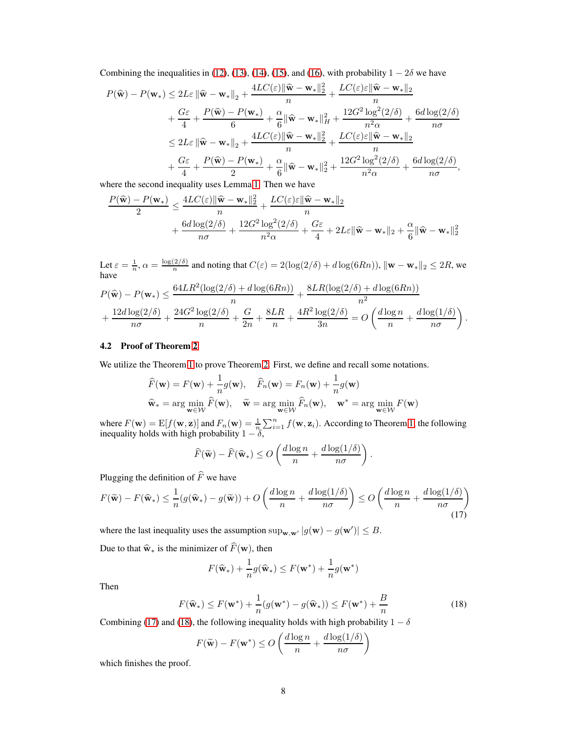Combining the inequalities in (12), (13), (14), (15), and (16), with probability $1 - 2\delta$ we have

$$
\begin{aligned}
P(\widehat{\mathbf{w}}) - P(\mathbf{w}_*) &\leq 2L\varepsilon \|\widehat{\mathbf{w}} - \mathbf{w}_*\|_2 + \frac{4LC(\varepsilon)\|\widehat{\mathbf{w}} - \mathbf{w}_*\|_2^2}{n} + \frac{LC(\varepsilon)\varepsilon\|\widehat{\mathbf{w}} - \mathbf{w}_*\|_2}{n} \\
&\quad + \frac{G\varepsilon}{4} + \frac{P(\widehat{\mathbf{w}}) - P(\mathbf{w}_*)}{6} + \frac{\alpha}{6}\|\widehat{\mathbf{w}} - \mathbf{w}_*\|_H^2 + \frac{12G^2\log^2(2/\delta)}{n^2\alpha} + \frac{6d\log(2/\delta)}{n\sigma} \\
&\leq 2L\varepsilon \|\widehat{\mathbf{w}} - \mathbf{w}_*\|_2 + \frac{4LC(\varepsilon)\|\widehat{\mathbf{w}} - \mathbf{w}_*\|_2^2}{n} + \frac{LC(\varepsilon)\varepsilon\|\widehat{\mathbf{w}} - \mathbf{w}_*\|_2}{n} \\
&\quad + \frac{G\varepsilon}{4} + \frac{P(\widehat{\mathbf{w}}) - P(\mathbf{w}_*)}{2} + \frac{\alpha}{6}\|\widehat{\mathbf{w}} - \mathbf{w}_*\|_2^2 + \frac{12G^2\log^2(2/\delta)}{n^2\alpha} + \frac{6d\log(2/\delta)}{n\sigma},
\end{aligned}
$$

where the second inequality uses Lemma 1. Then we have

$$
\begin{aligned}
\frac{P(\widehat{\mathbf{w}}) - P(\mathbf{w}_*)}{2} &\leq \frac{4LC(\varepsilon)\|\widehat{\mathbf{w}} - \mathbf{w}_*\|_2^2}{n} + \frac{LC(\varepsilon)\varepsilon\|\widehat{\mathbf{w}} - \mathbf{w}_*\|_2}{n} \\
&\quad + \frac{6d\log(2/\delta)}{n\sigma} + \frac{12G^2\log^2(2/\delta)}{n^2\alpha} + \frac{G\varepsilon}{4} + 2L\varepsilon\|\widehat{\mathbf{w}} - \mathbf{w}_*\|_2 + \frac{\alpha}{6}\|\widehat{\mathbf{w}} - \mathbf{w}_*\|_2^2
\end{aligned}
$$

Let $\varepsilon = \frac{1}{n}$, $\alpha = \frac{\log(2/\delta)}{n}$ and noting that $C(\varepsilon) = 2(\log(2/\delta) + d\log(6Rn))$, $\|\mathbf{w} - \mathbf{w}_*\|_2 \leq 2R$, we have

$$
\begin{aligned}
P(\widehat{\mathbf{w}}) - P(\mathbf{w}_*) &\leq \frac{64LR^2(\log(2/\delta) + d\log(6Rn))}{n} + \frac{8LR(\log(2/\delta) + d\log(6Rn))}{n^2} \\
&\quad + \frac{12d\log(2/\delta)}{n\sigma} + \frac{24G^2\log(2/\delta)}{n} + \frac{G}{2n} + \frac{8LR}{n} + \frac{4R^2\log(2/\delta)}{3n} = O\left(\frac{d\log n}{n} + \frac{d\log(1/\delta)}{n\sigma}\right).
\end{aligned}
$$

### 4.2 Proof of Theorem 2

We utilize the Theorem 1 to prove Theorem 2. First, we define and recall some notations.

$$
\widehat{F}(\mathbf{w}) = F(\mathbf{w}) + \frac{1}{n}g(\mathbf{w}), \quad \widehat{F}_n(\mathbf{w}) = F_n(\mathbf{w}) + \frac{1}{n}g(\mathbf{w})
$$

$$
\widehat{\mathbf{w}}_* = \arg\min_{\mathbf{w}\in\mathcal{W}} \widehat{F}(\mathbf{w}), \quad \widetilde{\mathbf{w}} = \arg\min_{\mathbf{w}\in\mathcal{W}} \widehat{F}_n(\mathbf{w}), \quad \mathbf{w}^* = \arg\min_{\mathbf{w}\in\mathcal{W}} F(\mathbf{w})
$$

where $F(\mathbf{w}) = \mathrm{E}[f(\mathbf{w}, \mathbf{z})]$ and $F_n(\mathbf{w}) = \frac{1}{n}\sum_{i=1}^n f(\mathbf{w}, \mathbf{z}_i)$. According to Theorem 1, the following inequality holds with high probability $1 - \delta$,

$$
\widehat{F}(\widetilde{\mathbf{w}}) - \widehat{F}(\widehat{\mathbf{w}}_*) \leq O\left(\frac{d\log n}{n} + \frac{d\log(1/\delta)}{n\sigma}\right).
$$

Plugging the definition of $\widehat{F}$ we have

$$
F(\widetilde{\mathbf{w}}) - F(\widehat{\mathbf{w}}_*) \leq \frac{1}{n}(g(\widehat{\mathbf{w}}_*) - g(\widetilde{\mathbf{w}})) + O\left(\frac{d\log n}{n} + \frac{d\log(1/\delta)}{n\sigma}\right) \leq O\left(\frac{d\log n}{n} + \frac{d\log(1/\delta)}{n\sigma}\right) \tag{17}
$$

where the last inequality uses the assumption $\sup_{\mathbf{w},\mathbf{w}'} |g(\mathbf{w}) - g(\mathbf{w}')| \leq B$.

Due to that $\widehat{\mathbf{w}}_*$ is the minimizer of $\widehat{F}(\mathbf{w})$, then

$$
F(\widehat{\mathbf{w}}_*) + \frac{1}{n}g(\widehat{\mathbf{w}}_*) \leq F(\mathbf{w}^*) + \frac{1}{n}g(\mathbf{w}^*)
$$

Then

$$
F(\widehat{\mathbf{w}}_*) \leq F(\mathbf{w}^*) + \frac{1}{n}(g(\mathbf{w}^*) - g(\widehat{\mathbf{w}}_*)) \leq F(\mathbf{w}^*) + \frac{B}{n} \tag{18}
$$

Combining (17) and (18), the following inequality holds with high probability $1 - \delta$

$$
F(\widetilde{\mathbf{w}}) - F(\mathbf{w}^*) \leq O\left(\frac{d\log n}{n} + \frac{d\log(1/\delta)}{n\sigma}\right)
$$

which finishes the proof.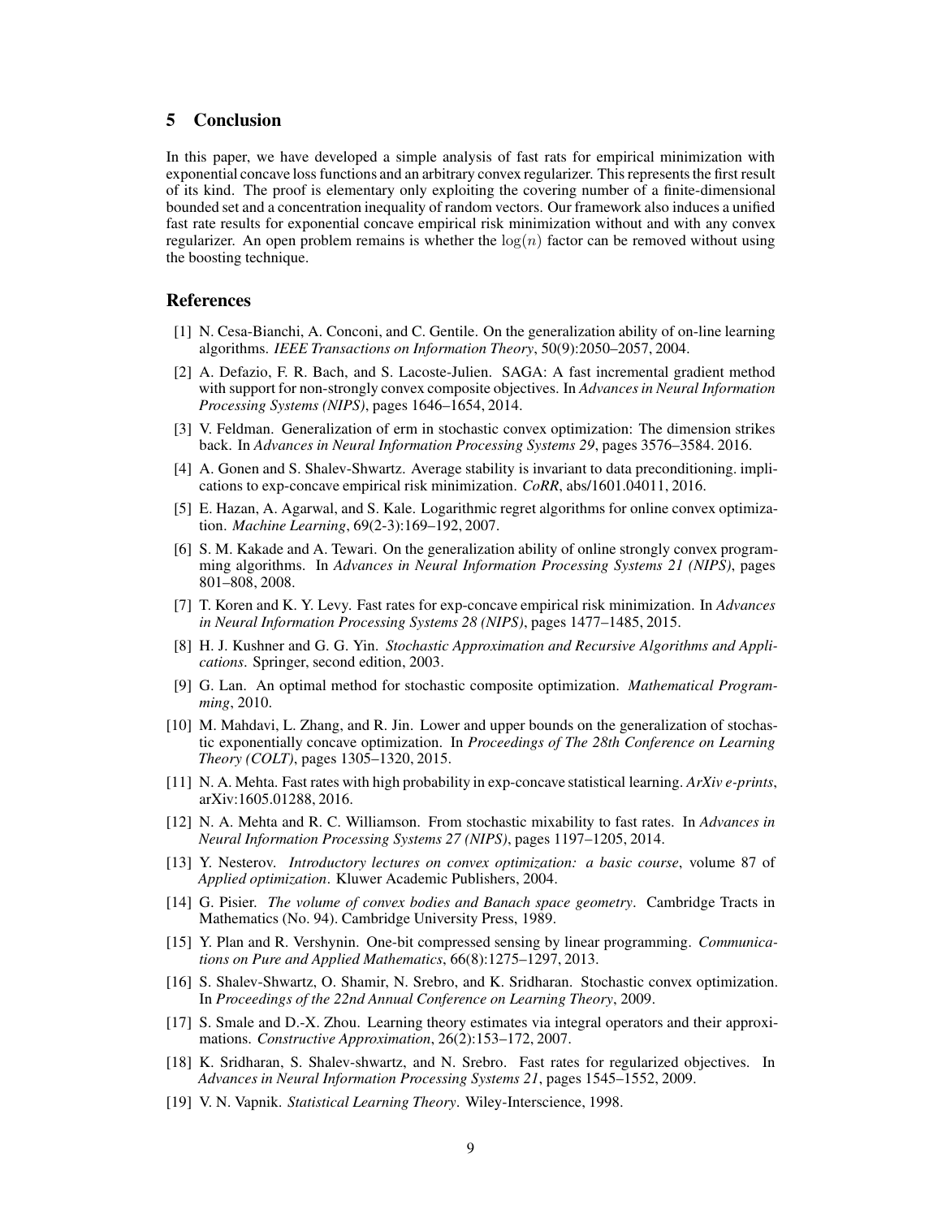## 5 Conclusion

In this paper, we have developed a simple analysis of fast rates for empirical minimization with exponential concave loss functions and an arbitrary convex regularizer. This represents the first result of its kind. The proof is elementary only exploiting the covering number of a finite-dimensional bounded set and a concentration inequality of random vectors. Our framework also induces a unified fast rate results for exponential concave empirical risk minimization without and with any convex regularizer. An open problem remains is whether the $\log(n)$ factor can be removed without using the boosting technique.

## References

[1] N. Cesa-Bianchi, A. Conconi, and C. Gentile. On the generalization ability of on-line learning algorithms. *IEEE Transactions on Information Theory*, 50(9):2050–2057, 2004.

[2] A. Defazio, F. R. Bach, and S. Lacoste-Julien. SAGA: A fast incremental gradient method with support for non-strongly convex composite objectives. In *Advances in Neural Information Processing Systems (NIPS)*, pages 1646–1654, 2014.

[3] V. Feldman. Generalization of erm in stochastic convex optimization: The dimension strikes back. In *Advances in Neural Information Processing Systems 29*, pages 3576–3584. 2016.

[4] A. Gonen and S. Shalev-Shwartz. Average stability is invariant to data preconditioning. implications to exp-concave empirical risk minimization. *CoRR*, abs/1601.04011, 2016.

[5] E. Hazan, A. Agarwal, and S. Kale. Logarithmic regret algorithms for online convex optimization. *Machine Learning*, 69(2-3):169–192, 2007.

[6] S. M. Kakade and A. Tewari. On the generalization ability of online strongly convex programming algorithms. In *Advances in Neural Information Processing Systems 21 (NIPS)*, pages 801–808, 2008.

[7] T. Koren and K. Y. Levy. Fast rates for exp-concave empirical risk minimization. In *Advances in Neural Information Processing Systems 28 (NIPS)*, pages 1477–1485, 2015.

[8] H. J. Kushner and G. G. Yin. *Stochastic Approximation and Recursive Algorithms and Applications*. Springer, second edition, 2003.

[9] G. Lan. An optimal method for stochastic composite optimization. *Mathematical Programming*, 2010.

[10] M. Mahdavi, L. Zhang, and R. Jin. Lower and upper bounds on the generalization of stochastic exponentially concave optimization. In *Proceedings of The 28th Conference on Learning Theory (COLT)*, pages 1305–1320, 2015.

[11] N. A. Mehta. Fast rates with high probability in exp-concave statistical learning. *ArXiv e-prints*, arXiv:1605.01288, 2016.

[12] N. A. Mehta and R. C. Williamson. From stochastic mixability to fast rates. In *Advances in Neural Information Processing Systems 27 (NIPS)*, pages 1197–1205, 2014.

[13] Y. Nesterov. *Introductory lectures on convex optimization: a basic course*, volume 87 of *Applied optimization*. Kluwer Academic Publishers, 2004.

[14] G. Pisier. *The volume of convex bodies and Banach space geometry*. Cambridge Tracts in Mathematics (No. 94). Cambridge University Press, 1989.

[15] Y. Plan and R. Vershynin. One-bit compressed sensing by linear programming. *Communications on Pure and Applied Mathematics*, 66(8):1275–1297, 2013.

[16] S. Shalev-Shwartz, O. Shamir, N. Srebro, and K. Sridharan. Stochastic convex optimization. In *Proceedings of the 22nd Annual Conference on Learning Theory*, 2009.

[17] S. Smale and D.-X. Zhou. Learning theory estimates via integral operators and their approximations. *Constructive Approximation*, 26(2):153–172, 2007.

[18] K. Sridharan, S. Shalev-shwartz, and N. Srebro. Fast rates for regularized objectives. In *Advances in Neural Information Processing Systems 21*, pages 1545–1552, 2009.

[19] V. N. Vapnik. *Statistical Learning Theory*. Wiley-Interscience, 1998.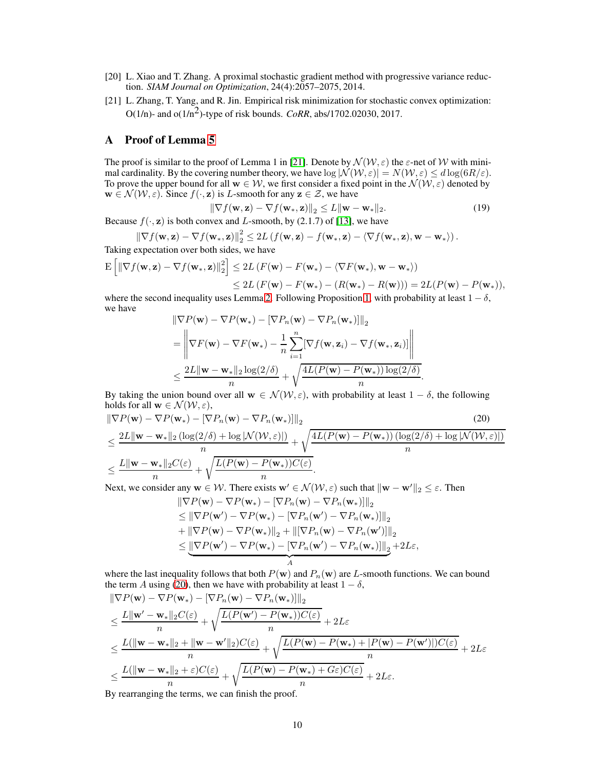[20] L. Xiao and T. Zhang. A proximal stochastic gradient method with progressive variance reduction. *SIAM Journal on Optimization*, 24(4):2057–2075, 2014.

[21] L. Zhang, T. Yang, and R. Jin. Empirical risk minimization for stochastic convex optimization: O(1/n)- and o(1/n$^2$)-type of risk bounds. *CoRR*, abs/1702.02030, 2017.

## A Proof of Lemma 5

The proof is similar to the proof of Lemma 1 in [21]. Denote by $\mathcal{N}(\mathcal{W}, \varepsilon)$ the $\varepsilon$-net of $\mathcal{W}$ with minimal cardinality. By the covering number theory, we have $\log |\mathcal{N}(\mathcal{W}, \varepsilon)| = N(\mathcal{W}, \varepsilon) \leq d \log(6R/\varepsilon)$. To prove the upper bound for all $\mathbf{w} \in \mathcal{W}$, we first consider a fixed point in the $\mathcal{N}(\mathcal{W}, \varepsilon)$ denoted by $\mathbf{w} \in \mathcal{N}(\mathcal{W}, \varepsilon)$. Since $f(\cdot, \mathbf{z})$ is $L$-smooth for any $\mathbf{z} \in \mathcal{Z}$, we have

$$\|\nabla f(\mathbf{w}, \mathbf{z}) - \nabla f(\mathbf{w}_*, \mathbf{z})\|_2 \leq L \|\mathbf{w} - \mathbf{w}_*\|_2. \tag{19}$$

Because $f(\cdot, \mathbf{z})$ is both convex and $L$-smooth, by (2.1.7) of [13], we have

$$\|\nabla f(\mathbf{w}, \mathbf{z}) - \nabla f(\mathbf{w}_*, \mathbf{z})\|_2^2 \leq 2L \left(f(\mathbf{w}, \mathbf{z}) - f(\mathbf{w}_*, \mathbf{z}) - \langle \nabla f(\mathbf{w}_*, \mathbf{z}), \mathbf{w} - \mathbf{w}_* \rangle\right).$$

Taking expectation over both sides, we have

$$\begin{aligned}
\mathrm{E}\left[\|\nabla f(\mathbf{w}, \mathbf{z}) - \nabla f(\mathbf{w}_*, \mathbf{z})\|_2^2\right] &\leq 2L \left(F(\mathbf{w}) - F(\mathbf{w}_*) - \langle \nabla F(\mathbf{w}_*), \mathbf{w} - \mathbf{w}_* \rangle\right) \\
&\leq 2L \left(F(\mathbf{w}) - F(\mathbf{w}_*) - (R(\mathbf{w}_*) - R(\mathbf{w}))\right) = 2L(P(\mathbf{w}) - P(\mathbf{w}_*)),
\end{aligned}$$

where the second inequality uses Lemma 2. Following Proposition 1, with probability at least $1 - \delta$, we have

$$\begin{aligned}
&\|\nabla P(\mathbf{w}) - \nabla P(\mathbf{w}_*) - [\nabla P_n(\mathbf{w}) - \nabla P_n(\mathbf{w}_*)]\|_2 \\
&= \left\|\nabla F(\mathbf{w}) - \nabla F(\mathbf{w}_*) - \frac{1}{n}\sum_{i=1}^{n}[\nabla f(\mathbf{w}, \mathbf{z}_i) - \nabla f(\mathbf{w}_*, \mathbf{z}_i)]\right\| \\
&\leq \frac{2L\|\mathbf{w} - \mathbf{w}_*\|_2 \log(2/\delta)}{n} + \sqrt{\frac{4L(P(\mathbf{w}) - P(\mathbf{w}_*)) \log(2/\delta)}{n}}.
\end{aligned}$$

By taking the union bound over all $\mathbf{w} \in \mathcal{N}(\mathcal{W}, \varepsilon)$, with probability at least $1 - \delta$, the following holds for all $\mathbf{w} \in \mathcal{N}(\mathcal{W}, \varepsilon)$,

$$\begin{aligned}
&\|\nabla P(\mathbf{w}) - \nabla P(\mathbf{w}_*) - [\nabla P_n(\mathbf{w}) - \nabla P_n(\mathbf{w}_*)]\|_2 \qquad (20)\\
&\leq \frac{2L\|\mathbf{w} - \mathbf{w}_*\|_2 \left(\log(2/\delta) + \log|\mathcal{N}(\mathcal{W}, \varepsilon)|\right)}{n} + \sqrt{\frac{4L(P(\mathbf{w}) - P(\mathbf{w}_*))\left(\log(2/\delta) + \log|\mathcal{N}(\mathcal{W}, \varepsilon)|\right)}{n}} \\
&\leq \frac{L\|\mathbf{w} - \mathbf{w}_*\|_2 C(\varepsilon)}{n} + \sqrt{\frac{L(P(\mathbf{w}) - P(\mathbf{w}_*))C(\varepsilon)}{n}}.
\end{aligned}$$

Next, we consider any $\mathbf{w} \in \mathcal{W}$. There exists $\mathbf{w}' \in \mathcal{N}(\mathcal{W}, \varepsilon)$ such that $\|\mathbf{w} - \mathbf{w}'\|_2 \leq \varepsilon$. Then

$$\begin{aligned}
&\|\nabla P(\mathbf{w}) - \nabla P(\mathbf{w}_*) - [\nabla P_n(\mathbf{w}) - \nabla P_n(\mathbf{w}_*)]\|_2 \\
&\leq \|\nabla P(\mathbf{w}') - \nabla P(\mathbf{w}_*) - [\nabla P_n(\mathbf{w}') - \nabla P_n(\mathbf{w}_*)]\|_2 \\
&+ \|\nabla P(\mathbf{w}) - \nabla P(\mathbf{w}_*)\|_2 + \|[\nabla P_n(\mathbf{w}) - \nabla P_n(\mathbf{w}')]\|_2 \\
&\leq \underbrace{\|\nabla P(\mathbf{w}') - \nabla P(\mathbf{w}_*) - [\nabla P_n(\mathbf{w}') - \nabla P_n(\mathbf{w}_*)]\|_2}_{A} + 2L\varepsilon,
\end{aligned}$$

where the last inequality follows that both $P(\mathbf{w})$ and $P_n(\mathbf{w})$ are $L$-smooth functions. We can bound the term $A$ using (20), then we have with probability at least $1 - \delta$,

$$\begin{aligned}
&\|\nabla P(\mathbf{w}) - \nabla P(\mathbf{w}_*) - [\nabla P_n(\mathbf{w}) - \nabla P_n(\mathbf{w}_*)]\|_2 \\
&\leq \frac{L\|\mathbf{w}' - \mathbf{w}_*\|_2 C(\varepsilon)}{n} + \sqrt{\frac{L(P(\mathbf{w}') - P(\mathbf{w}_*))C(\varepsilon)}{n}} + 2L\varepsilon \\
&\leq \frac{L(\|\mathbf{w} - \mathbf{w}_*\|_2 + \|\mathbf{w} - \mathbf{w}'\|_2)C(\varepsilon)}{n} + \sqrt{\frac{L(P(\mathbf{w}) - P(\mathbf{w}_*) + |P(\mathbf{w}) - P(\mathbf{w}')|)C(\varepsilon)}{n}} + 2L\varepsilon \\
&\leq \frac{L(\|\mathbf{w} - \mathbf{w}_*\|_2 + \varepsilon)C(\varepsilon)}{n} + \sqrt{\frac{L(P(\mathbf{w}) - P(\mathbf{w}_*) + G\varepsilon)C(\varepsilon)}{n}} + 2L\varepsilon.
\end{aligned}$$

By rearranging the terms, we can finish the proof.